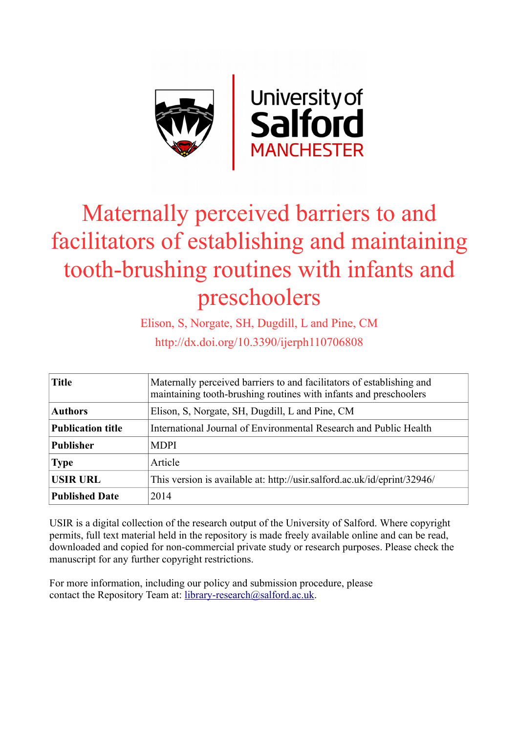# Maternally perceived barriers to and facilitators of establishing and maintaining tooth-brushing routines with infants and preschoolers

Elison, S, Norgate, SH, Dugdill, L and Pine, CM

http://dx.doi.org/10.3390/ijerph110706808

| | |
|---|---|
| **Title** | Maternally perceived barriers to and facilitators of establishing and maintaining tooth-brushing routines with infants and preschoolers |
| **Authors** | Elison, S, Norgate, SH, Dugdill, L and Pine, CM |
| **Publication title** | International Journal of Environmental Research and Public Health |
| **Publisher** | MDPI |
| **Type** | Article |
| **USIR URL** | This version is available at: http://usir.salford.ac.uk/id/eprint/32946/ |
| **Published Date** | 2014 |

USIR is a digital collection of the research output of the University of Salford. Where copyright permits, full text material held in the repository is made freely available online and can be read, downloaded and copied for non-commercial private study or research purposes. Please check the manuscript for any further copyright restrictions.

For more information, including our policy and submission procedure, please contact the Repository Team at: library-research@salford.ac.uk.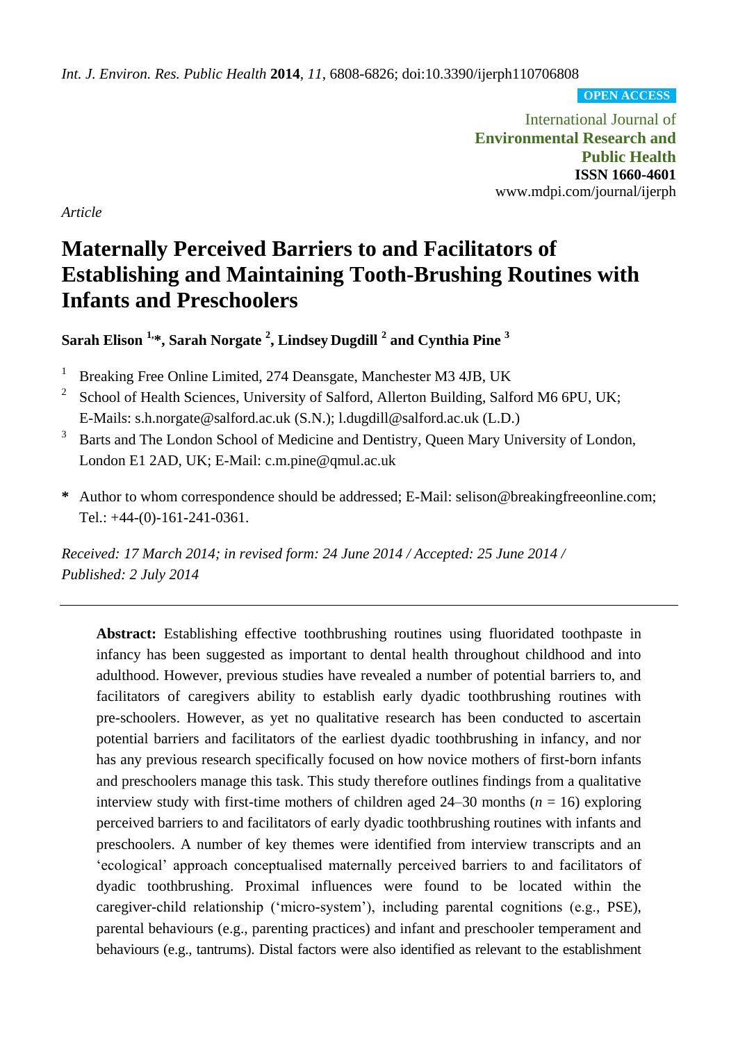*Int. J. Environ. Res. Public Health* **2014**, *11*, 6808-6826; doi:10.3390/ijerph110706808

**OPEN ACCESS**

International Journal of
**Environmental Research and Public Health**
**ISSN 1660-4601**
www.mdpi.com/journal/ijerph

*Article*

# Maternally Perceived Barriers to and Facilitators of Establishing and Maintaining Tooth-Brushing Routines with Infants and Preschoolers

**Sarah Elison [1,]*, Sarah Norgate [2], Lindsey Dugdill [2] and Cynthia Pine [3]**

[1] Breaking Free Online Limited, 274 Deansgate, Manchester M3 4JB, UK

[2] School of Health Sciences, University of Salford, Allerton Building, Salford M6 6PU, UK; E-Mails: s.h.norgate@salford.ac.uk (S.N.); l.dugdill@salford.ac.uk (L.D.)

[3] Barts and The London School of Medicine and Dentistry, Queen Mary University of London, London E1 2AD, UK; E-Mail: c.m.pine@qmul.ac.uk

**\*** Author to whom correspondence should be addressed; E-Mail: selison@breakingfreeonline.com; Tel.: +44-(0)-161-241-0361.

*Received: 17 March 2014; in revised form: 24 June 2014 / Accepted: 25 June 2014 / Published: 2 July 2014*

---

**Abstract:** Establishing effective toothbrushing routines using fluoridated toothpaste in infancy has been suggested as important to dental health throughout childhood and into adulthood. However, previous studies have revealed a number of potential barriers to, and facilitators of caregivers ability to establish early dyadic toothbrushing routines with pre-schoolers. However, as yet no qualitative research has been conducted to ascertain potential barriers and facilitators of the earliest dyadic toothbrushing in infancy, and nor has any previous research specifically focused on how novice mothers of first-born infants and preschoolers manage this task. This study therefore outlines findings from a qualitative interview study with first-time mothers of children aged 24–30 months ($n = 16$) exploring perceived barriers to and facilitators of early dyadic toothbrushing routines with infants and preschoolers. A number of key themes were identified from interview transcripts and an 'ecological' approach conceptualised maternally perceived barriers to and facilitators of dyadic toothbrushing. Proximal influences were found to be located within the caregiver-child relationship ('micro-system'), including parental cognitions (e.g., PSE), parental behaviours (e.g., parenting practices) and infant and preschooler temperament and behaviours (e.g., tantrums). Distal factors were also identified as relevant to the establishment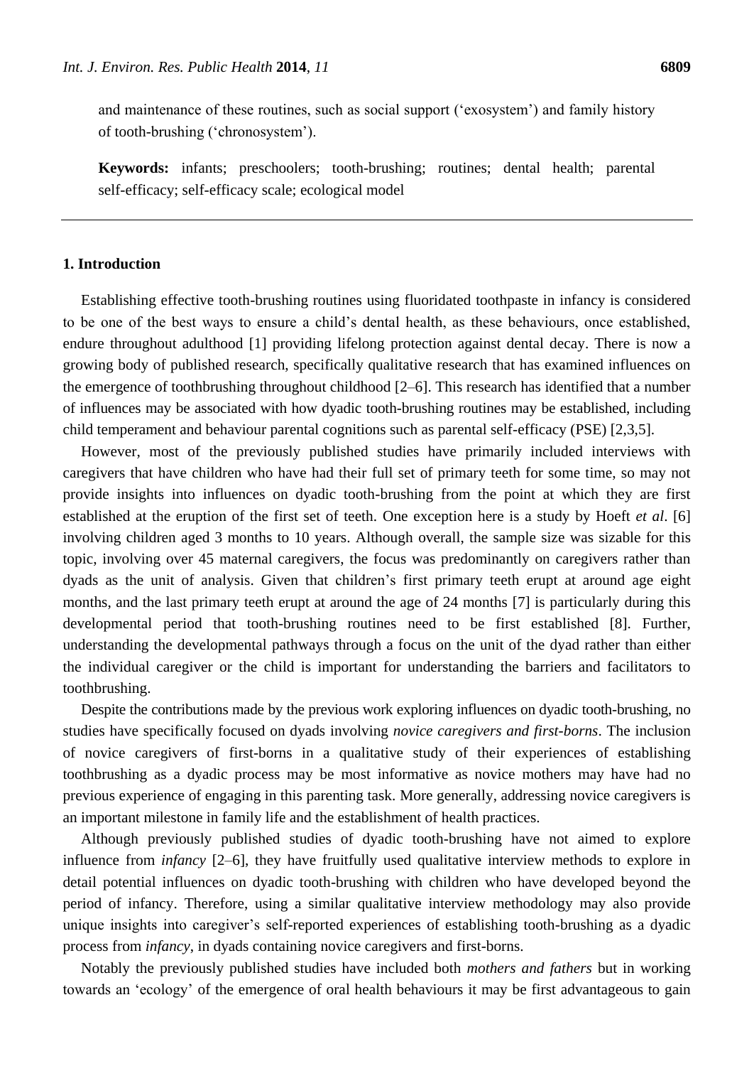and maintenance of these routines, such as social support ('exosystem') and family history of tooth-brushing ('chronosystem').

**Keywords:** infants; preschoolers; tooth-brushing; routines; dental health; parental self-efficacy; self-efficacy scale; ecological model

## 1. Introduction

Establishing effective tooth-brushing routines using fluoridated toothpaste in infancy is considered to be one of the best ways to ensure a child's dental health, as these behaviours, once established, endure throughout adulthood [1] providing lifelong protection against dental decay. There is now a growing body of published research, specifically qualitative research that has examined influences on the emergence of toothbrushing throughout childhood [2–6]. This research has identified that a number of influences may be associated with how dyadic tooth-brushing routines may be established, including child temperament and behaviour parental cognitions such as parental self-efficacy (PSE) [2,3,5].

However, most of the previously published studies have primarily included interviews with caregivers that have children who have had their full set of primary teeth for some time, so may not provide insights into influences on dyadic tooth-brushing from the point at which they are first established at the eruption of the first set of teeth. One exception here is a study by Hoeft *et al*. [6] involving children aged 3 months to 10 years. Although overall, the sample size was sizable for this topic, involving over 45 maternal caregivers, the focus was predominantly on caregivers rather than dyads as the unit of analysis. Given that children's first primary teeth erupt at around age eight months, and the last primary teeth erupt at around the age of 24 months [7] is particularly during this developmental period that tooth-brushing routines need to be first established [8]. Further, understanding the developmental pathways through a focus on the unit of the dyad rather than either the individual caregiver or the child is important for understanding the barriers and facilitators to toothbrushing.

Despite the contributions made by the previous work exploring influences on dyadic tooth-brushing, no studies have specifically focused on dyads involving *novice caregivers and first-borns*. The inclusion of novice caregivers of first-borns in a qualitative study of their experiences of establishing toothbrushing as a dyadic process may be most informative as novice mothers may have had no previous experience of engaging in this parenting task. More generally, addressing novice caregivers is an important milestone in family life and the establishment of health practices.

Although previously published studies of dyadic tooth-brushing have not aimed to explore influence from *infancy* [2–6], they have fruitfully used qualitative interview methods to explore in detail potential influences on dyadic tooth-brushing with children who have developed beyond the period of infancy. Therefore, using a similar qualitative interview methodology may also provide unique insights into caregiver's self-reported experiences of establishing tooth-brushing as a dyadic process from *infancy*, in dyads containing novice caregivers and first-borns.

Notably the previously published studies have included both *mothers and fathers* but in working towards an 'ecology' of the emergence of oral health behaviours it may be first advantageous to gain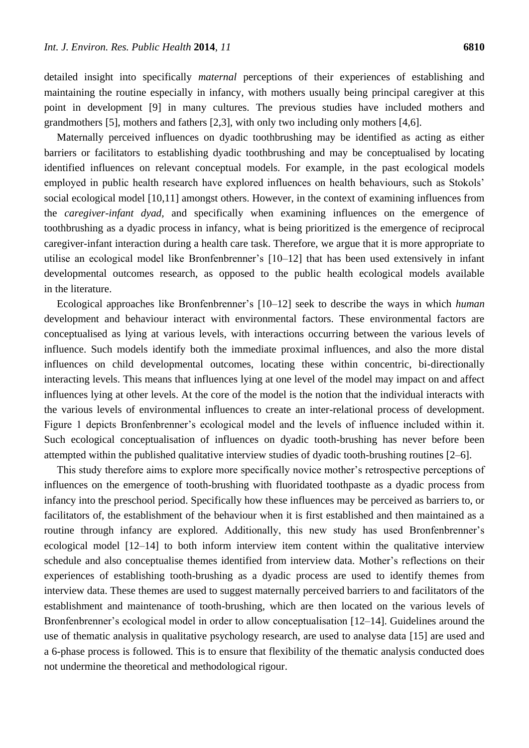detailed insight into specifically *maternal* perceptions of their experiences of establishing and maintaining the routine especially in infancy, with mothers usually being principal caregiver at this point in development [9] in many cultures. The previous studies have included mothers and grandmothers [5], mothers and fathers [2,3], with only two including only mothers [4,6].

Maternally perceived influences on dyadic toothbrushing may be identified as acting as either barriers or facilitators to establishing dyadic toothbrushing and may be conceptualised by locating identified influences on relevant conceptual models. For example, in the past ecological models employed in public health research have explored influences on health behaviours, such as Stokols' social ecological model [10,11] amongst others. However, in the context of examining influences from the *caregiver-infant dyad*, and specifically when examining influences on the emergence of toothbrushing as a dyadic process in infancy, what is being prioritized is the emergence of reciprocal caregiver-infant interaction during a health care task. Therefore, we argue that it is more appropriate to utilise an ecological model like Bronfenbrenner's [10–12] that has been used extensively in infant developmental outcomes research, as opposed to the public health ecological models available in the literature.

Ecological approaches like Bronfenbrenner's [10–12] seek to describe the ways in which *human* development and behaviour interact with environmental factors. These environmental factors are conceptualised as lying at various levels, with interactions occurring between the various levels of influence. Such models identify both the immediate proximal influences, and also the more distal influences on child developmental outcomes, locating these within concentric, bi-directionally interacting levels. This means that influences lying at one level of the model may impact on and affect influences lying at other levels. At the core of the model is the notion that the individual interacts with the various levels of environmental influences to create an inter-relational process of development. Figure 1 depicts Bronfenbrenner's ecological model and the levels of influence included within it. Such ecological conceptualisation of influences on dyadic tooth-brushing has never before been attempted within the published qualitative interview studies of dyadic tooth-brushing routines [2–6].

This study therefore aims to explore more specifically novice mother's retrospective perceptions of influences on the emergence of tooth-brushing with fluoridated toothpaste as a dyadic process from infancy into the preschool period. Specifically how these influences may be perceived as barriers to, or facilitators of, the establishment of the behaviour when it is first established and then maintained as a routine through infancy are explored. Additionally, this new study has used Bronfenbrenner's ecological model [12–14] to both inform interview item content within the qualitative interview schedule and also conceptualise themes identified from interview data. Mother's reflections on their experiences of establishing tooth-brushing as a dyadic process are used to identify themes from interview data. These themes are used to suggest maternally perceived barriers to and facilitators of the establishment and maintenance of tooth-brushing, which are then located on the various levels of Bronfenbrenner's ecological model in order to allow conceptualisation [12–14]. Guidelines around the use of thematic analysis in qualitative psychology research, are used to analyse data [15] are used and a 6-phase process is followed. This is to ensure that flexibility of the thematic analysis conducted does not undermine the theoretical and methodological rigour.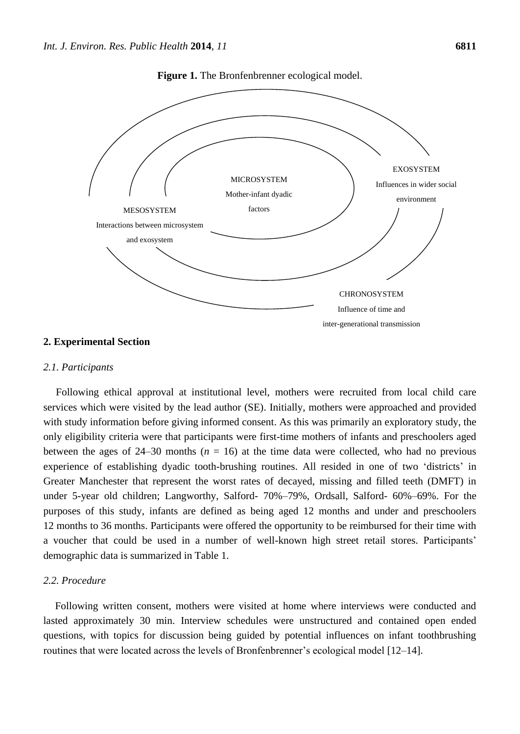**Figure 1.** The Bronfenbrenner ecological model.

MICROSYSTEM
Mother-infant dyadic factors

MESOSYSTEM
Interactions between microsystem and exosystem

EXOSYSTEM
Influences in wider social environment

CHRONOSYSTEM
Influence of time and inter-generational transmission

## 2. Experimental Section

### 2.1. Participants

Following ethical approval at institutional level, mothers were recruited from local child care services which were visited by the lead author (SE). Initially, mothers were approached and provided with study information before giving informed consent. As this was primarily an exploratory study, the only eligibility criteria were that participants were first-time mothers of infants and preschoolers aged between the ages of 24–30 months ($n$ = 16) at the time data were collected, who had no previous experience of establishing dyadic tooth-brushing routines. All resided in one of two 'districts' in Greater Manchester that represent the worst rates of decayed, missing and filled teeth (DMFT) in under 5-year old children; Langworthy, Salford- 70%–79%, Ordsall, Salford- 60%–69%. For the purposes of this study, infants are defined as being aged 12 months and under and preschoolers 12 months to 36 months. Participants were offered the opportunity to be reimbursed for their time with a voucher that could be used in a number of well-known high street retail stores. Participants' demographic data is summarized in Table 1.

### 2.2. Procedure

Following written consent, mothers were visited at home where interviews were conducted and lasted approximately 30 min. Interview schedules were unstructured and contained open ended questions, with topics for discussion being guided by potential influences on infant toothbrushing routines that were located across the levels of Bronfenbrenner's ecological model [12–14].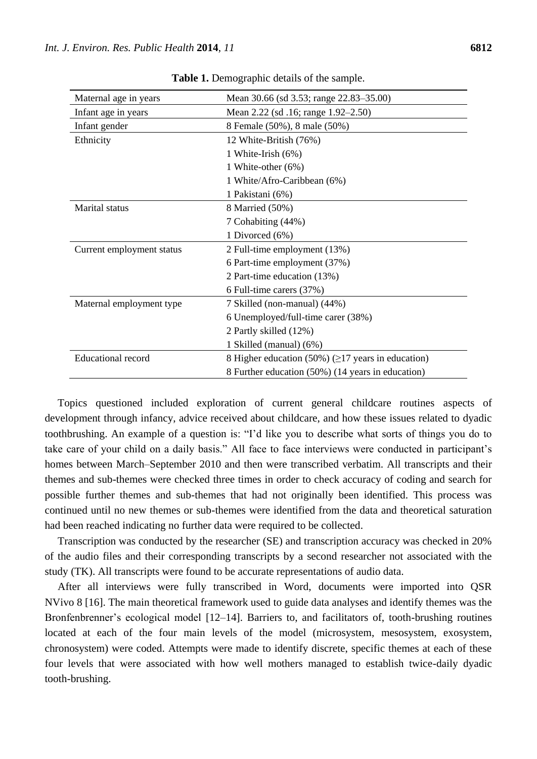**Table 1.** Demographic details of the sample.

| | |
|---|---|
| Maternal age in years | Mean 30.66 (sd 3.53; range 22.83–35.00) |
| Infant age in years | Mean 2.22 (sd .16; range 1.92–2.50) |
| Infant gender | 8 Female (50%), 8 male (50%) |
| Ethnicity | 12 White-British (76%) |
| | 1 White-Irish (6%) |
| | 1 White-other (6%) |
| | 1 White/Afro-Caribbean (6%) |
| | 1 Pakistani (6%) |
| Marital status | 8 Married (50%) |
| | 7 Cohabiting (44%) |
| | 1 Divorced (6%) |
| Current employment status | 2 Full-time employment (13%) |
| | 6 Part-time employment (37%) |
| | 2 Part-time education (13%) |
| | 6 Full-time carers (37%) |
| Maternal employment type | 7 Skilled (non-manual) (44%) |
| | 6 Unemployed/full-time carer (38%) |
| | 2 Partly skilled (12%) |
| | 1 Skilled (manual) (6%) |
| Educational record | 8 Higher education (50%) (≥17 years in education) |
| | 8 Further education (50%) (14 years in education) |

Topics questioned included exploration of current general childcare routines aspects of development through infancy, advice received about childcare, and how these issues related to dyadic toothbrushing. An example of a question is: "I'd like you to describe what sorts of things you do to take care of your child on a daily basis." All face to face interviews were conducted in participant's homes between March–September 2010 and then were transcribed verbatim. All transcripts and their themes and sub-themes were checked three times in order to check accuracy of coding and search for possible further themes and sub-themes that had not originally been identified. This process was continued until no new themes or sub-themes were identified from the data and theoretical saturation had been reached indicating no further data were required to be collected.

Transcription was conducted by the researcher (SE) and transcription accuracy was checked in 20% of the audio files and their corresponding transcripts by a second researcher not associated with the study (TK). All transcripts were found to be accurate representations of audio data.

After all interviews were fully transcribed in Word, documents were imported into QSR NVivo 8 [16]. The main theoretical framework used to guide data analyses and identify themes was the Bronfenbrenner's ecological model [12–14]. Barriers to, and facilitators of, tooth-brushing routines located at each of the four main levels of the model (microsystem, mesosystem, exosystem, chronosystem) were coded. Attempts were made to identify discrete, specific themes at each of these four levels that were associated with how well mothers managed to establish twice-daily dyadic tooth-brushing.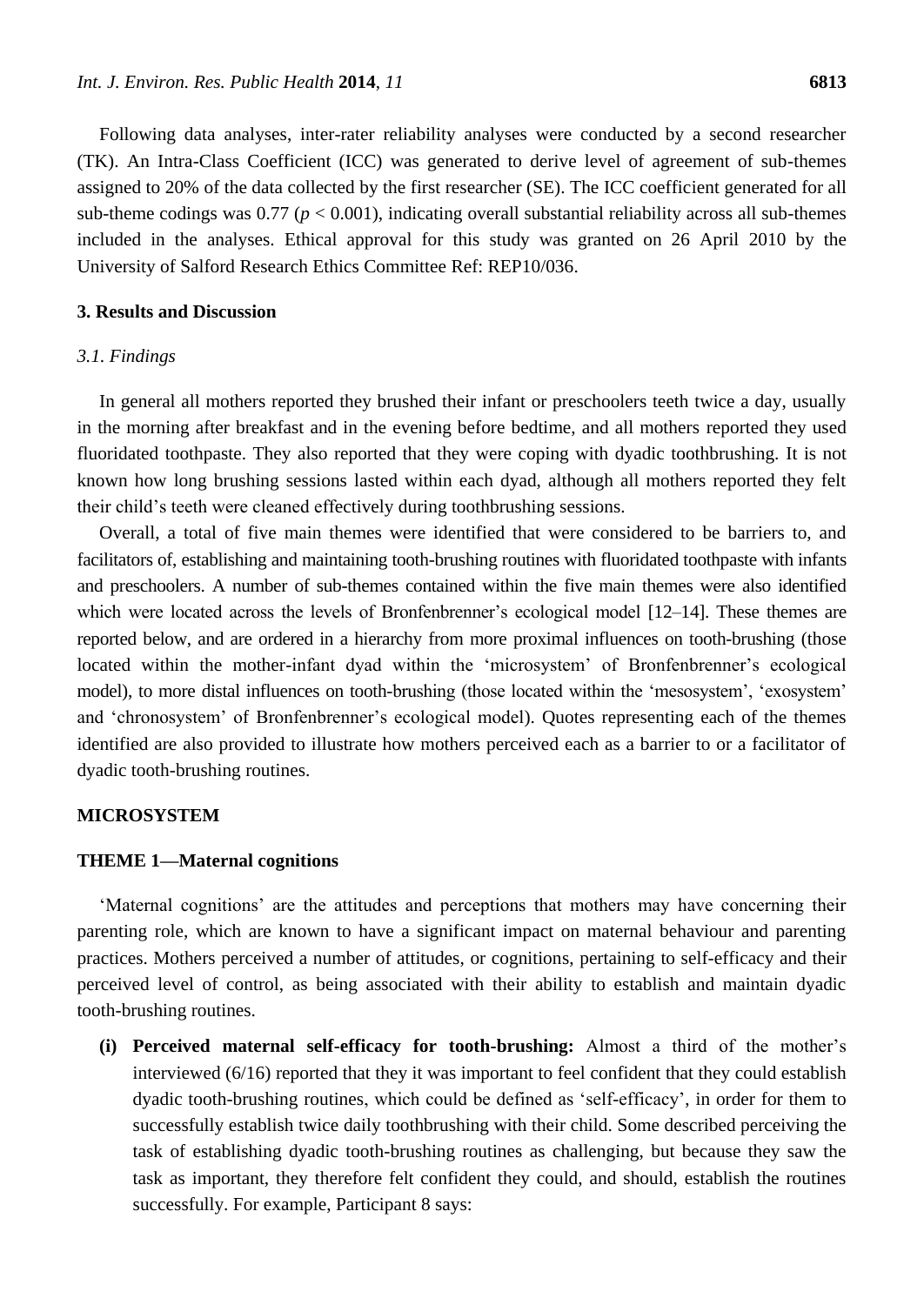Following data analyses, inter-rater reliability analyses were conducted by a second researcher (TK). An Intra-Class Coefficient (ICC) was generated to derive level of agreement of sub-themes assigned to 20% of the data collected by the first researcher (SE). The ICC coefficient generated for all sub-theme codings was 0.77 ($p < 0.001$), indicating overall substantial reliability across all sub-themes included in the analyses. Ethical approval for this study was granted on 26 April 2010 by the University of Salford Research Ethics Committee Ref: REP10/036.

## 3. Results and Discussion

### *3.1. Findings*

In general all mothers reported they brushed their infant or preschoolers teeth twice a day, usually in the morning after breakfast and in the evening before bedtime, and all mothers reported they used fluoridated toothpaste. They also reported that they were coping with dyadic toothbrushing. It is not known how long brushing sessions lasted within each dyad, although all mothers reported they felt their child's teeth were cleaned effectively during toothbrushing sessions.

Overall, a total of five main themes were identified that were considered to be barriers to, and facilitators of, establishing and maintaining tooth-brushing routines with fluoridated toothpaste with infants and preschoolers. A number of sub-themes contained within the five main themes were also identified which were located across the levels of Bronfenbrenner's ecological model [12–14]. These themes are reported below, and are ordered in a hierarchy from more proximal influences on tooth-brushing (those located within the mother-infant dyad within the 'microsystem' of Bronfenbrenner's ecological model), to more distal influences on tooth-brushing (those located within the 'mesosystem', 'exosystem' and 'chronosystem' of Bronfenbrenner's ecological model). Quotes representing each of the themes identified are also provided to illustrate how mothers perceived each as a barrier to or a facilitator of dyadic tooth-brushing routines.

**MICROSYSTEM**

**THEME 1—Maternal cognitions**

'Maternal cognitions' are the attitudes and perceptions that mothers may have concerning their parenting role, which are known to have a significant impact on maternal behaviour and parenting practices. Mothers perceived a number of attitudes, or cognitions, pertaining to self-efficacy and their perceived level of control, as being associated with their ability to establish and maintain dyadic tooth-brushing routines.

**(i) Perceived maternal self-efficacy for tooth-brushing:** Almost a third of the mother's interviewed (6/16) reported that they it was important to feel confident that they could establish dyadic tooth-brushing routines, which could be defined as 'self-efficacy', in order for them to successfully establish twice daily toothbrushing with their child. Some described perceiving the task of establishing dyadic tooth-brushing routines as challenging, but because they saw the task as important, they therefore felt confident they could, and should, establish the routines successfully. For example, Participant 8 says: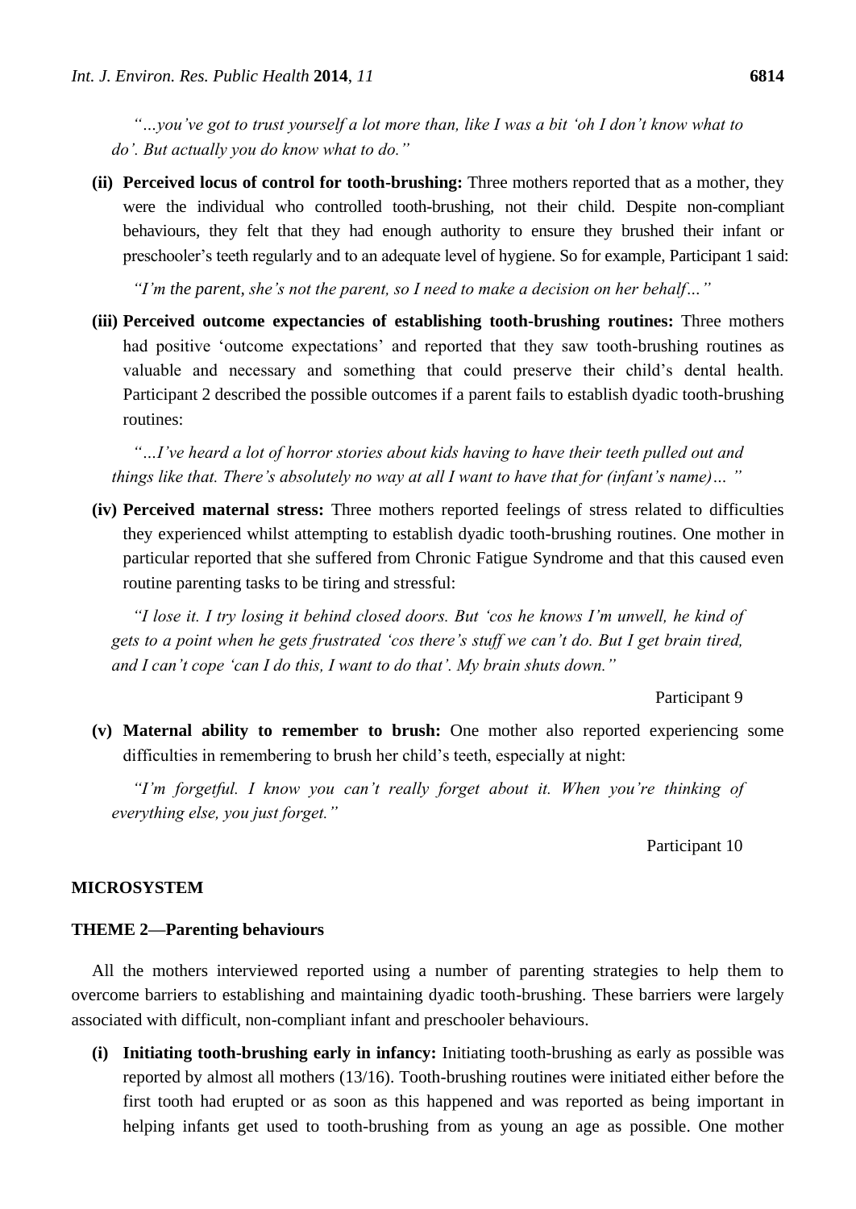*"…you've got to trust yourself a lot more than, like I was a bit 'oh I don't know what to do'. But actually you do know what to do."*

**(ii) Perceived locus of control for tooth-brushing:** Three mothers reported that as a mother, they were the individual who controlled tooth-brushing, not their child. Despite non-compliant behaviours, they felt that they had enough authority to ensure they brushed their infant or preschooler's teeth regularly and to an adequate level of hygiene. So for example, Participant 1 said:

*"I'm the parent, she's not the parent, so I need to make a decision on her behalf…"*

**(iii) Perceived outcome expectancies of establishing tooth-brushing routines:** Three mothers had positive 'outcome expectations' and reported that they saw tooth-brushing routines as valuable and necessary and something that could preserve their child's dental health. Participant 2 described the possible outcomes if a parent fails to establish dyadic tooth-brushing routines:

*"…I've heard a lot of horror stories about kids having to have their teeth pulled out and things like that. There's absolutely no way at all I want to have that for (infant's name)… "*

**(iv) Perceived maternal stress:** Three mothers reported feelings of stress related to difficulties they experienced whilst attempting to establish dyadic tooth-brushing routines. One mother in particular reported that she suffered from Chronic Fatigue Syndrome and that this caused even routine parenting tasks to be tiring and stressful:

*"I lose it. I try losing it behind closed doors. But 'cos he knows I'm unwell, he kind of gets to a point when he gets frustrated 'cos there's stuff we can't do. But I get brain tired, and I can't cope 'can I do this, I want to do that'. My brain shuts down."*

Participant 9

**(v) Maternal ability to remember to brush:** One mother also reported experiencing some difficulties in remembering to brush her child's teeth, especially at night:

*"I'm forgetful. I know you can't really forget about it. When you're thinking of everything else, you just forget."*

Participant 10

**MICROSYSTEM**

**THEME 2—Parenting behaviours**

All the mothers interviewed reported using a number of parenting strategies to help them to overcome barriers to establishing and maintaining dyadic tooth-brushing. These barriers were largely associated with difficult, non-compliant infant and preschooler behaviours.

**(i) Initiating tooth-brushing early in infancy:** Initiating tooth-brushing as early as possible was reported by almost all mothers (13/16). Tooth-brushing routines were initiated either before the first tooth had erupted or as soon as this happened and was reported as being important in helping infants get used to tooth-brushing from as young an age as possible. One mother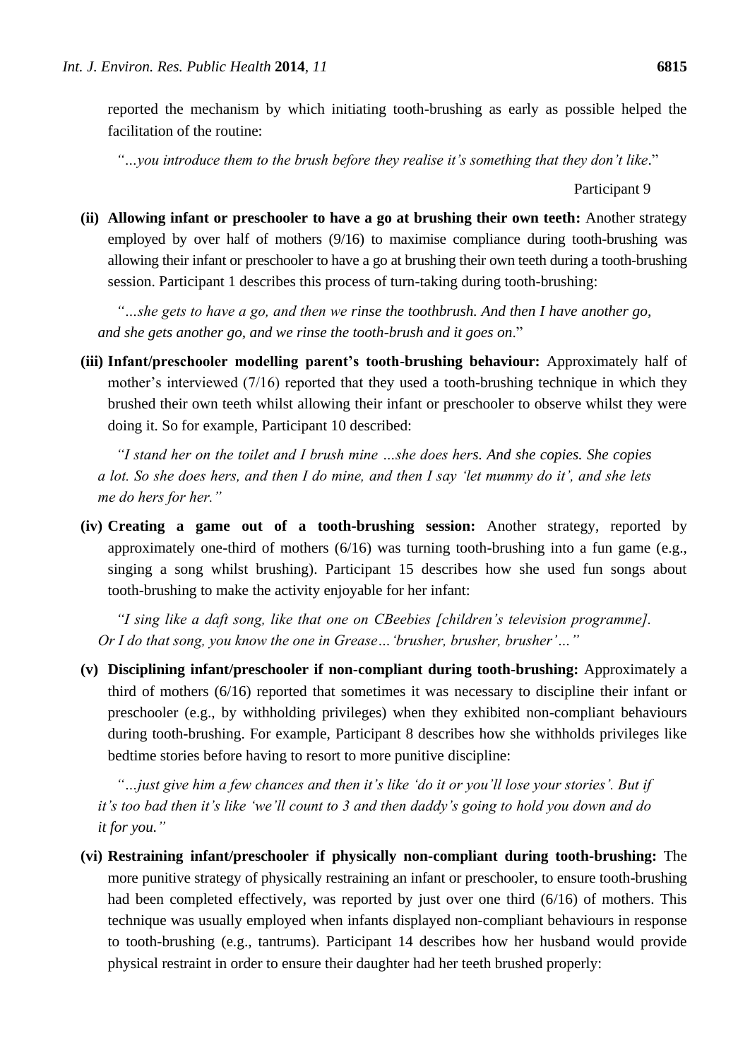reported the mechanism by which initiating tooth-brushing as early as possible helped the facilitation of the routine:

*"…you introduce them to the brush before they realise it's something that they don't like*."

Participant 9

**(ii) Allowing infant or preschooler to have a go at brushing their own teeth:** Another strategy employed by over half of mothers (9/16) to maximise compliance during tooth-brushing was allowing their infant or preschooler to have a go at brushing their own teeth during a tooth-brushing session. Participant 1 describes this process of turn-taking during tooth-brushing:

*"…she gets to have a go, and then we rinse the toothbrush. And then I have another go, and she gets another go, and we rinse the tooth-brush and it goes on*."

**(iii) Infant/preschooler modelling parent's tooth-brushing behaviour:** Approximately half of mother's interviewed (7/16) reported that they used a tooth-brushing technique in which they brushed their own teeth whilst allowing their infant or preschooler to observe whilst they were doing it. So for example, Participant 10 described:

*"I stand her on the toilet and I brush mine …she does hers. And she copies. She copies a lot. So she does hers, and then I do mine, and then I say 'let mummy do it', and she lets me do hers for her."*

**(iv) Creating a game out of a tooth-brushing session:** Another strategy, reported by approximately one-third of mothers (6/16) was turning tooth-brushing into a fun game (e.g., singing a song whilst brushing). Participant 15 describes how she used fun songs about tooth-brushing to make the activity enjoyable for her infant:

*"I sing like a daft song, like that one on CBeebies [children's television programme]. Or I do that song, you know the one in Grease…'brusher, brusher, brusher'…"*

**(v) Disciplining infant/preschooler if non-compliant during tooth-brushing:** Approximately a third of mothers (6/16) reported that sometimes it was necessary to discipline their infant or preschooler (e.g., by withholding privileges) when they exhibited non-compliant behaviours during tooth-brushing. For example, Participant 8 describes how she withholds privileges like bedtime stories before having to resort to more punitive discipline:

*"…just give him a few chances and then it's like 'do it or you'll lose your stories'. But if it's too bad then it's like 'we'll count to 3 and then daddy's going to hold you down and do it for you."*

**(vi) Restraining infant/preschooler if physically non-compliant during tooth-brushing:** The more punitive strategy of physically restraining an infant or preschooler, to ensure tooth-brushing had been completed effectively, was reported by just over one third (6/16) of mothers. This technique was usually employed when infants displayed non-compliant behaviours in response to tooth-brushing (e.g., tantrums). Participant 14 describes how her husband would provide physical restraint in order to ensure their daughter had her teeth brushed properly: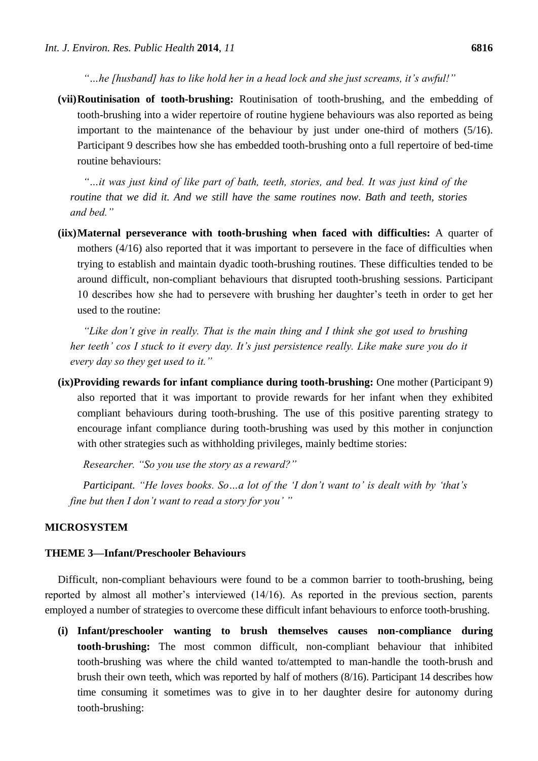*"…he [husband] has to like hold her in a head lock and she just screams, it's awful!"*

**(vii) Routinisation of tooth-brushing:** Routinisation of tooth-brushing, and the embedding of tooth-brushing into a wider repertoire of routine hygiene behaviours was also reported as being important to the maintenance of the behaviour by just under one-third of mothers (5/16). Participant 9 describes how she has embedded tooth-brushing onto a full repertoire of bed-time routine behaviours:

*"…it was just kind of like part of bath, teeth, stories, and bed. It was just kind of the routine that we did it. And we still have the same routines now. Bath and teeth, stories and bed."*

**(iix) Maternal perseverance with tooth-brushing when faced with difficulties:** A quarter of mothers (4/16) also reported that it was important to persevere in the face of difficulties when trying to establish and maintain dyadic tooth-brushing routines. These difficulties tended to be around difficult, non-compliant behaviours that disrupted tooth-brushing sessions. Participant 10 describes how she had to persevere with brushing her daughter's teeth in order to get her used to the routine:

*"Like don't give in really. That is the main thing and I think she got used to brushing her teeth' cos I stuck to it every day. It's just persistence really. Like make sure you do it every day so they get used to it."*

**(ix) Providing rewards for infant compliance during tooth-brushing:** One mother (Participant 9) also reported that it was important to provide rewards for her infant when they exhibited compliant behaviours during tooth-brushing. The use of this positive parenting strategy to encourage infant compliance during tooth-brushing was used by this mother in conjunction with other strategies such as withholding privileges, mainly bedtime stories:

*Researcher. "So you use the story as a reward?"*

*Participant. "He loves books. So…a lot of the 'I don't want to' is dealt with by 'that's fine but then I don't want to read a story for you' "*

## MICROSYSTEM

### THEME 3—Infant/Preschooler Behaviours

Difficult, non-compliant behaviours were found to be a common barrier to tooth-brushing, being reported by almost all mother's interviewed (14/16). As reported in the previous section, parents employed a number of strategies to overcome these difficult infant behaviours to enforce tooth-brushing.

**(i) Infant/preschooler wanting to brush themselves causes non-compliance during tooth-brushing:** The most common difficult, non-compliant behaviour that inhibited tooth-brushing was where the child wanted to/attempted to man-handle the tooth-brush and brush their own teeth, which was reported by half of mothers (8/16). Participant 14 describes how time consuming it sometimes was to give in to her daughter desire for autonomy during tooth-brushing: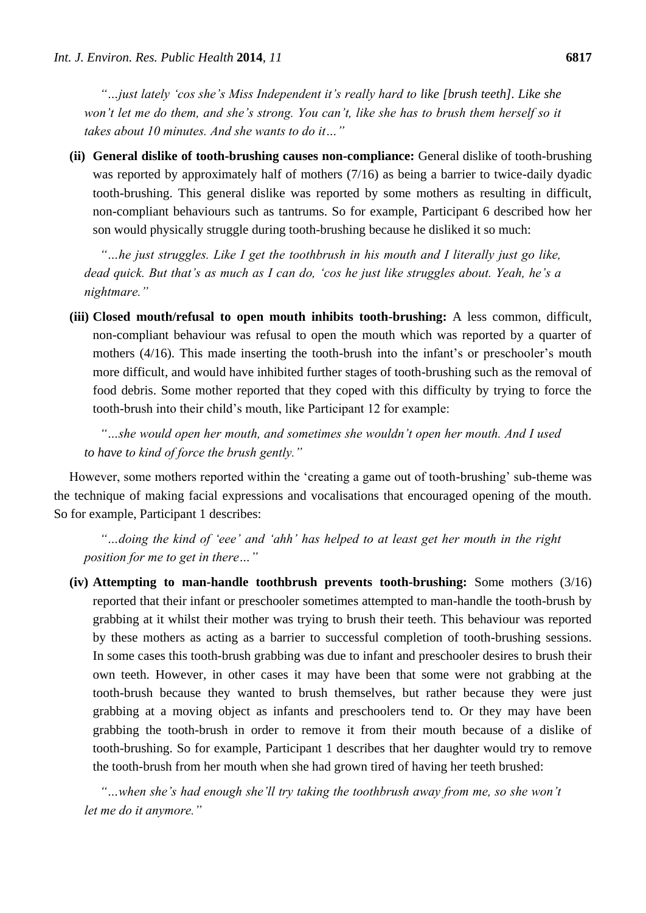*"…just lately 'cos she's Miss Independent it's really hard to like [brush teeth]. Like she won't let me do them, and she's strong. You can't, like she has to brush them herself so it takes about 10 minutes. And she wants to do it…"*

**(ii) General dislike of tooth-brushing causes non-compliance:** General dislike of tooth-brushing was reported by approximately half of mothers (7/16) as being a barrier to twice-daily dyadic tooth-brushing. This general dislike was reported by some mothers as resulting in difficult, non-compliant behaviours such as tantrums. So for example, Participant 6 described how her son would physically struggle during tooth-brushing because he disliked it so much:

*"…he just struggles. Like I get the toothbrush in his mouth and I literally just go like, dead quick. But that's as much as I can do, 'cos he just like struggles about. Yeah, he's a nightmare."*

**(iii) Closed mouth/refusal to open mouth inhibits tooth-brushing:** A less common, difficult, non-compliant behaviour was refusal to open the mouth which was reported by a quarter of mothers (4/16). This made inserting the tooth-brush into the infant's or preschooler's mouth more difficult, and would have inhibited further stages of tooth-brushing such as the removal of food debris. Some mother reported that they coped with this difficulty by trying to force the tooth-brush into their child's mouth, like Participant 12 for example:

*"…she would open her mouth, and sometimes she wouldn't open her mouth. And I used to have to kind of force the brush gently."*

However, some mothers reported within the 'creating a game out of tooth-brushing' sub-theme was the technique of making facial expressions and vocalisations that encouraged opening of the mouth. So for example, Participant 1 describes:

*"…doing the kind of 'eee' and 'ahh' has helped to at least get her mouth in the right position for me to get in there…"*

**(iv) Attempting to man-handle toothbrush prevents tooth-brushing:** Some mothers (3/16) reported that their infant or preschooler sometimes attempted to man-handle the tooth-brush by grabbing at it whilst their mother was trying to brush their teeth. This behaviour was reported by these mothers as acting as a barrier to successful completion of tooth-brushing sessions. In some cases this tooth-brush grabbing was due to infant and preschooler desires to brush their own teeth. However, in other cases it may have been that some were not grabbing at the tooth-brush because they wanted to brush themselves, but rather because they were just grabbing at a moving object as infants and preschoolers tend to. Or they may have been grabbing the tooth-brush in order to remove it from their mouth because of a dislike of tooth-brushing. So for example, Participant 1 describes that her daughter would try to remove the tooth-brush from her mouth when she had grown tired of having her teeth brushed:

*"…when she's had enough she'll try taking the toothbrush away from me, so she won't let me do it anymore."*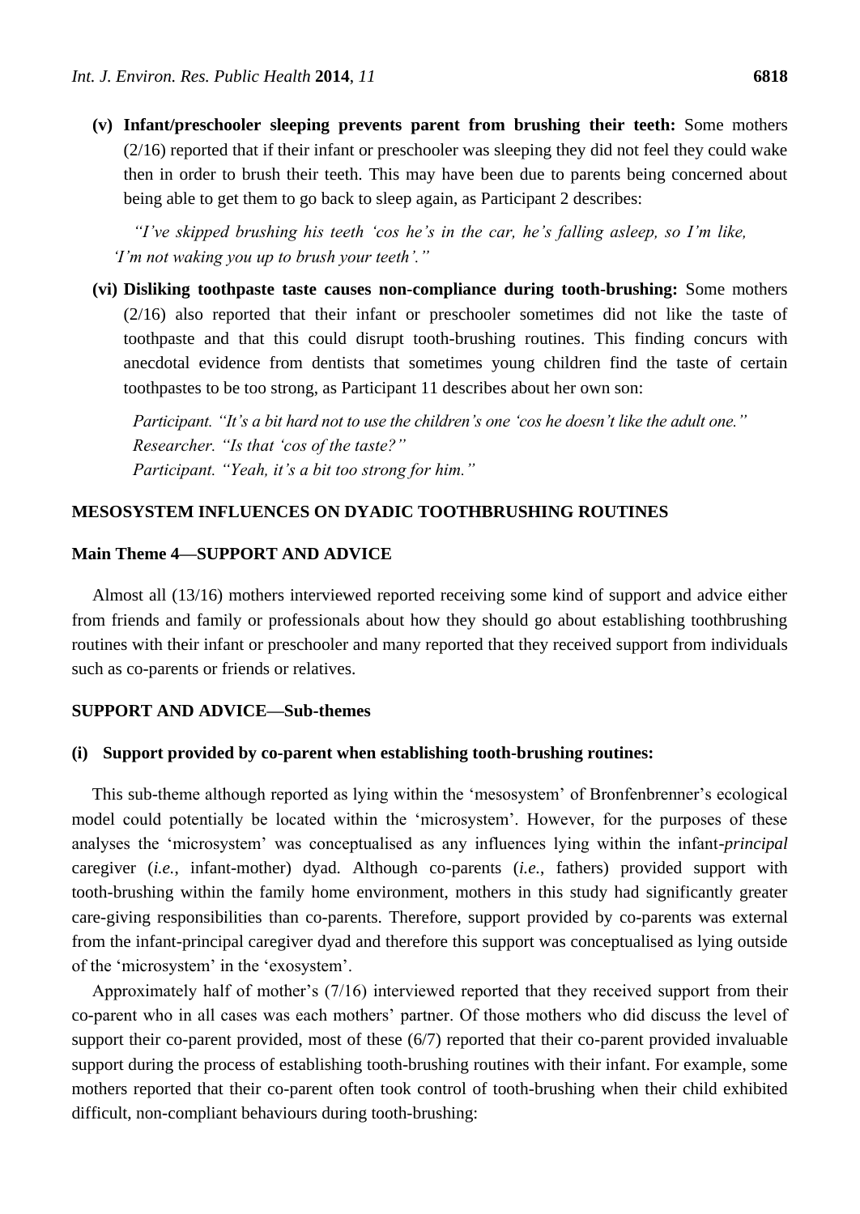- **(v) Infant/preschooler sleeping prevents parent from brushing their teeth:** Some mothers (2/16) reported that if their infant or preschooler was sleeping they did not feel they could wake then in order to brush their teeth. This may have been due to parents being concerned about being able to get them to go back to sleep again, as Participant 2 describes:

  *"I've skipped brushing his teeth 'cos he's in the car, he's falling asleep, so I'm like, 'I'm not waking you up to brush your teeth'."*

- **(vi) Disliking toothpaste taste causes non-compliance during tooth-brushing:** Some mothers (2/16) also reported that their infant or preschooler sometimes did not like the taste of toothpaste and that this could disrupt tooth-brushing routines. This finding concurs with anecdotal evidence from dentists that sometimes young children find the taste of certain toothpastes to be too strong, as Participant 11 describes about her own son:

  *Participant. "It's a bit hard not to use the children's one 'cos he doesn't like the adult one."*
  *Researcher. "Is that 'cos of the taste?"*
  *Participant. "Yeah, it's a bit too strong for him."*

## MESOSYSTEM INFLUENCES ON DYADIC TOOTHBRUSHING ROUTINES

### Main Theme 4—SUPPORT AND ADVICE

Almost all (13/16) mothers interviewed reported receiving some kind of support and advice either from friends and family or professionals about how they should go about establishing toothbrushing routines with their infant or preschooler and many reported that they received support from individuals such as co-parents or friends or relatives.

### SUPPORT AND ADVICE—Sub-themes

#### (i) Support provided by co-parent when establishing tooth-brushing routines:

This sub-theme although reported as lying within the 'mesosystem' of Bronfenbrenner's ecological model could potentially be located within the 'microsystem'. However, for the purposes of these analyses the 'microsystem' was conceptualised as any influences lying within the infant-*principal* caregiver (*i.e.*, infant-mother) dyad. Although co-parents (*i.e.*, fathers) provided support with tooth-brushing within the family home environment, mothers in this study had significantly greater care-giving responsibilities than co-parents. Therefore, support provided by co-parents was external from the infant-principal caregiver dyad and therefore this support was conceptualised as lying outside of the 'microsystem' in the 'exosystem'.

Approximately half of mother's (7/16) interviewed reported that they received support from their co-parent who in all cases was each mothers' partner. Of those mothers who did discuss the level of support their co-parent provided, most of these (6/7) reported that their co-parent provided invaluable support during the process of establishing tooth-brushing routines with their infant. For example, some mothers reported that their co-parent often took control of tooth-brushing when their child exhibited difficult, non-compliant behaviours during tooth-brushing: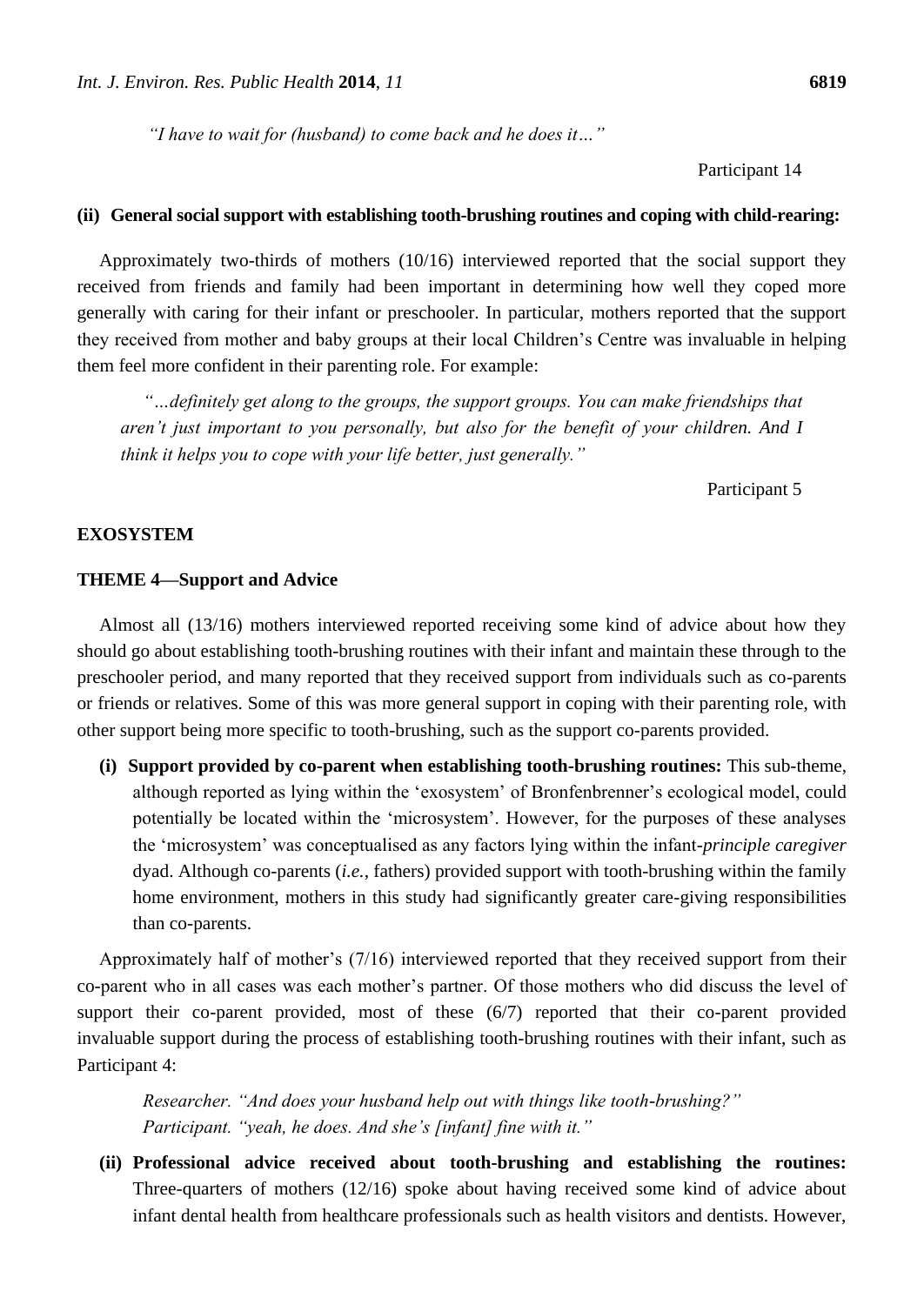*"I have to wait for (husband) to come back and he does it…"*

Participant 14

**(ii) General social support with establishing tooth-brushing routines and coping with child-rearing:**

Approximately two-thirds of mothers (10/16) interviewed reported that the social support they received from friends and family had been important in determining how well they coped more generally with caring for their infant or preschooler. In particular, mothers reported that the support they received from mother and baby groups at their local Children's Centre was invaluable in helping them feel more confident in their parenting role. For example:

> *"…definitely get along to the groups, the support groups. You can make friendships that aren't just important to you personally, but also for the benefit of your children. And I think it helps you to cope with your life better, just generally."*

Participant 5

**EXOSYSTEM**

**THEME 4—Support and Advice**

Almost all (13/16) mothers interviewed reported receiving some kind of advice about how they should go about establishing tooth-brushing routines with their infant and maintain these through to the preschooler period, and many reported that they received support from individuals such as co-parents or friends or relatives. Some of this was more general support in coping with their parenting role, with other support being more specific to tooth-brushing, such as the support co-parents provided.

**(i) Support provided by co-parent when establishing tooth-brushing routines:** This sub-theme, although reported as lying within the 'exosystem' of Bronfenbrenner's ecological model, could potentially be located within the 'microsystem'. However, for the purposes of these analyses the 'microsystem' was conceptualised as any factors lying within the infant-*principle caregiver* dyad. Although co-parents (*i.e.*, fathers) provided support with tooth-brushing within the family home environment, mothers in this study had significantly greater care-giving responsibilities than co-parents.

Approximately half of mother's (7/16) interviewed reported that they received support from their co-parent who in all cases was each mother's partner. Of those mothers who did discuss the level of support their co-parent provided, most of these (6/7) reported that their co-parent provided invaluable support during the process of establishing tooth-brushing routines with their infant, such as Participant 4:

> *Researcher. "And does your husband help out with things like tooth-brushing?"*
> *Participant. "yeah, he does. And she's [infant] fine with it."*

**(ii) Professional advice received about tooth-brushing and establishing the routines:** Three-quarters of mothers (12/16) spoke about having received some kind of advice about infant dental health from healthcare professionals such as health visitors and dentists. However,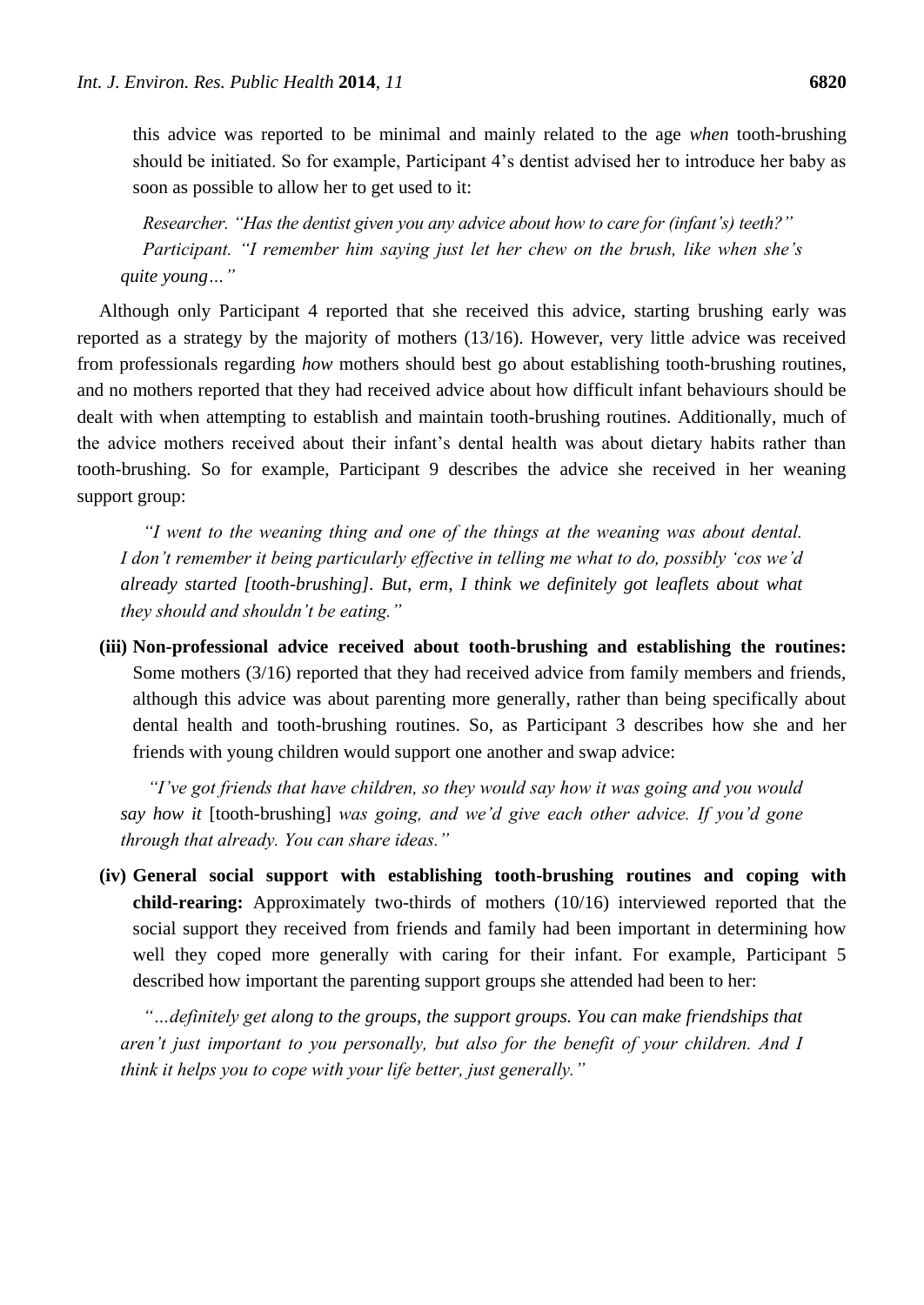this advice was reported to be minimal and mainly related to the age *when* tooth-brushing should be initiated. So for example, Participant 4's dentist advised her to introduce her baby as soon as possible to allow her to get used to it:

> *Researcher. "Has the dentist given you any advice about how to care for (infant's) teeth?"*
> *Participant. "I remember him saying just let her chew on the brush, like when she's quite young…"*

Although only Participant 4 reported that she received this advice, starting brushing early was reported as a strategy by the majority of mothers (13/16). However, very little advice was received from professionals regarding *how* mothers should best go about establishing tooth-brushing routines, and no mothers reported that they had received advice about how difficult infant behaviours should be dealt with when attempting to establish and maintain tooth-brushing routines. Additionally, much of the advice mothers received about their infant's dental health was about dietary habits rather than tooth-brushing. So for example, Participant 9 describes the advice she received in her weaning support group:

> *"I went to the weaning thing and one of the things at the weaning was about dental. I don't remember it being particularly effective in telling me what to do, possibly 'cos we'd already started [tooth-brushing]. But, erm, I think we definitely got leaflets about what they should and shouldn't be eating."*

**(iii) Non-professional advice received about tooth-brushing and establishing the routines:** Some mothers (3/16) reported that they had received advice from family members and friends, although this advice was about parenting more generally, rather than being specifically about dental health and tooth-brushing routines. So, as Participant 3 describes how she and her friends with young children would support one another and swap advice:

> *"I've got friends that have children, so they would say how it was going and you would say how it* [tooth-brushing] *was going, and we'd give each other advice. If you'd gone through that already. You can share ideas."*

**(iv) General social support with establishing tooth-brushing routines and coping with child-rearing:** Approximately two-thirds of mothers (10/16) interviewed reported that the social support they received from friends and family had been important in determining how well they coped more generally with caring for their infant. For example, Participant 5 described how important the parenting support groups she attended had been to her:

> *"…definitely get along to the groups, the support groups. You can make friendships that aren't just important to you personally, but also for the benefit of your children. And I think it helps you to cope with your life better, just generally."*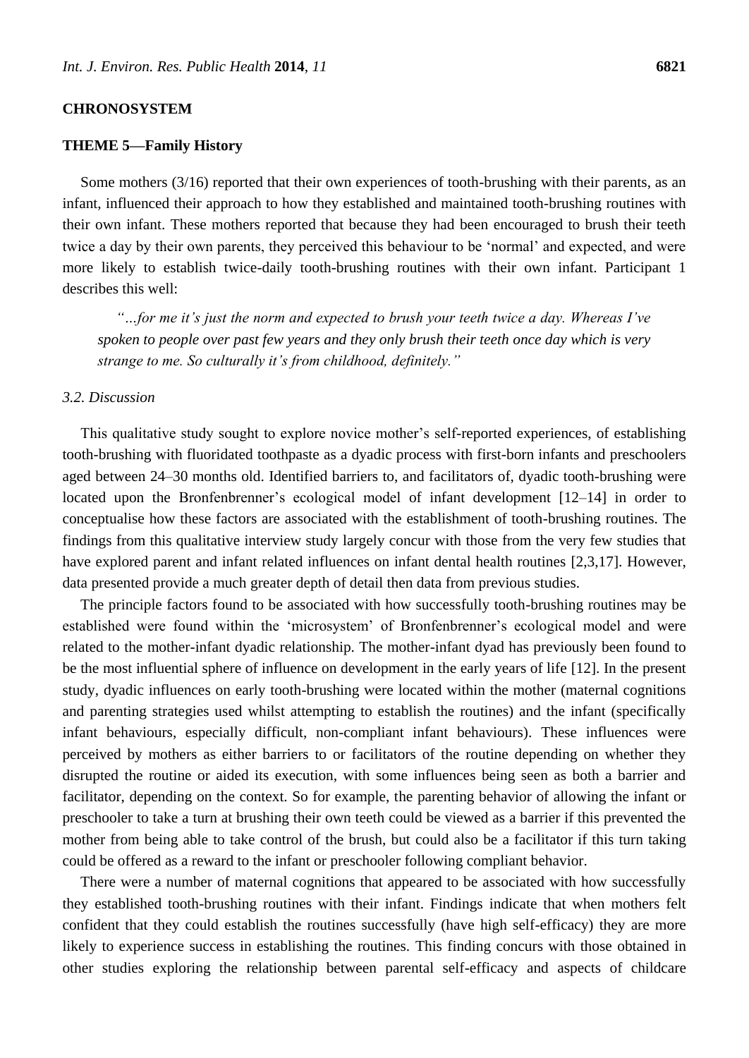**CHRONOSYSTEM**

**THEME 5—Family History**

Some mothers (3/16) reported that their own experiences of tooth-brushing with their parents, as an infant, influenced their approach to how they established and maintained tooth-brushing routines with their own infant. These mothers reported that because they had been encouraged to brush their teeth twice a day by their own parents, they perceived this behaviour to be 'normal' and expected, and were more likely to establish twice-daily tooth-brushing routines with their own infant. Participant 1 describes this well:

> *"…for me it's just the norm and expected to brush your teeth twice a day. Whereas I've spoken to people over past few years and they only brush their teeth once day which is very strange to me. So culturally it's from childhood, definitely."*

### *3.2. Discussion*

This qualitative study sought to explore novice mother's self-reported experiences, of establishing tooth-brushing with fluoridated toothpaste as a dyadic process with first-born infants and preschoolers aged between 24–30 months old. Identified barriers to, and facilitators of, dyadic tooth-brushing were located upon the Bronfenbrenner's ecological model of infant development [12–14] in order to conceptualise how these factors are associated with the establishment of tooth-brushing routines. The findings from this qualitative interview study largely concur with those from the very few studies that have explored parent and infant related influences on infant dental health routines [2,3,17]. However, data presented provide a much greater depth of detail then data from previous studies.

The principle factors found to be associated with how successfully tooth-brushing routines may be established were found within the 'microsystem' of Bronfenbrenner's ecological model and were related to the mother-infant dyadic relationship. The mother-infant dyad has previously been found to be the most influential sphere of influence on development in the early years of life [12]. In the present study, dyadic influences on early tooth-brushing were located within the mother (maternal cognitions and parenting strategies used whilst attempting to establish the routines) and the infant (specifically infant behaviours, especially difficult, non-compliant infant behaviours). These influences were perceived by mothers as either barriers to or facilitators of the routine depending on whether they disrupted the routine or aided its execution, with some influences being seen as both a barrier and facilitator, depending on the context. So for example, the parenting behavior of allowing the infant or preschooler to take a turn at brushing their own teeth could be viewed as a barrier if this prevented the mother from being able to take control of the brush, but could also be a facilitator if this turn taking could be offered as a reward to the infant or preschooler following compliant behavior.

There were a number of maternal cognitions that appeared to be associated with how successfully they established tooth-brushing routines with their infant. Findings indicate that when mothers felt confident that they could establish the routines successfully (have high self-efficacy) they are more likely to experience success in establishing the routines. This finding concurs with those obtained in other studies exploring the relationship between parental self-efficacy and aspects of childcare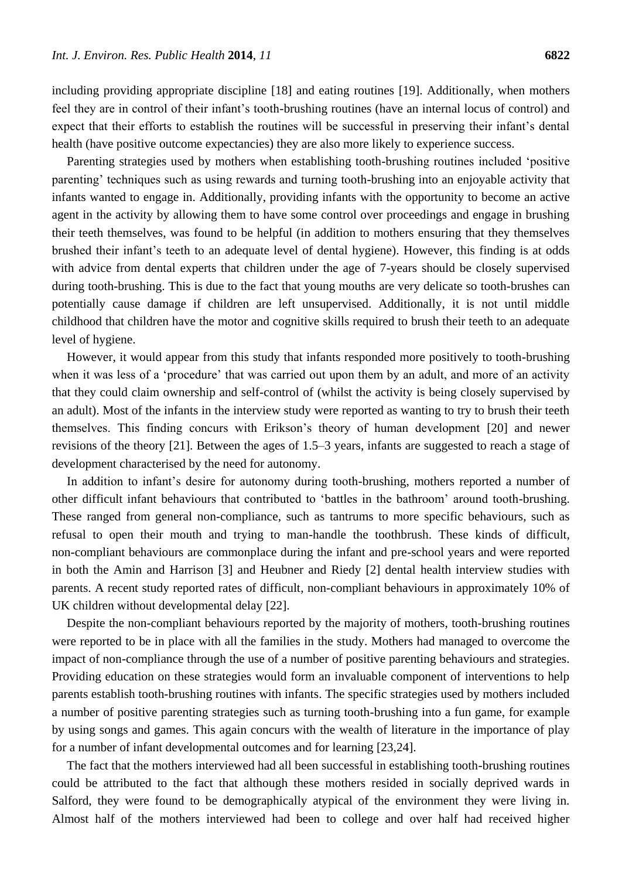including providing appropriate discipline [18] and eating routines [19]. Additionally, when mothers feel they are in control of their infant's tooth-brushing routines (have an internal locus of control) and expect that their efforts to establish the routines will be successful in preserving their infant's dental health (have positive outcome expectancies) they are also more likely to experience success.

Parenting strategies used by mothers when establishing tooth-brushing routines included 'positive parenting' techniques such as using rewards and turning tooth-brushing into an enjoyable activity that infants wanted to engage in. Additionally, providing infants with the opportunity to become an active agent in the activity by allowing them to have some control over proceedings and engage in brushing their teeth themselves, was found to be helpful (in addition to mothers ensuring that they themselves brushed their infant's teeth to an adequate level of dental hygiene). However, this finding is at odds with advice from dental experts that children under the age of 7-years should be closely supervised during tooth-brushing. This is due to the fact that young mouths are very delicate so tooth-brushes can potentially cause damage if children are left unsupervised. Additionally, it is not until middle childhood that children have the motor and cognitive skills required to brush their teeth to an adequate level of hygiene.

However, it would appear from this study that infants responded more positively to tooth-brushing when it was less of a 'procedure' that was carried out upon them by an adult, and more of an activity that they could claim ownership and self-control of (whilst the activity is being closely supervised by an adult). Most of the infants in the interview study were reported as wanting to try to brush their teeth themselves. This finding concurs with Erikson's theory of human development [20] and newer revisions of the theory [21]. Between the ages of 1.5–3 years, infants are suggested to reach a stage of development characterised by the need for autonomy.

In addition to infant's desire for autonomy during tooth-brushing, mothers reported a number of other difficult infant behaviours that contributed to 'battles in the bathroom' around tooth-brushing. These ranged from general non-compliance, such as tantrums to more specific behaviours, such as refusal to open their mouth and trying to man-handle the toothbrush. These kinds of difficult, non-compliant behaviours are commonplace during the infant and pre-school years and were reported in both the Amin and Harrison [3] and Heubner and Riedy [2] dental health interview studies with parents. A recent study reported rates of difficult, non-compliant behaviours in approximately 10% of UK children without developmental delay [22].

Despite the non-compliant behaviours reported by the majority of mothers, tooth-brushing routines were reported to be in place with all the families in the study. Mothers had managed to overcome the impact of non-compliance through the use of a number of positive parenting behaviours and strategies. Providing education on these strategies would form an invaluable component of interventions to help parents establish tooth-brushing routines with infants. The specific strategies used by mothers included a number of positive parenting strategies such as turning tooth-brushing into a fun game, for example by using songs and games. This again concurs with the wealth of literature in the importance of play for a number of infant developmental outcomes and for learning [23,24].

The fact that the mothers interviewed had all been successful in establishing tooth-brushing routines could be attributed to the fact that although these mothers resided in socially deprived wards in Salford, they were found to be demographically atypical of the environment they were living in. Almost half of the mothers interviewed had been to college and over half had received higher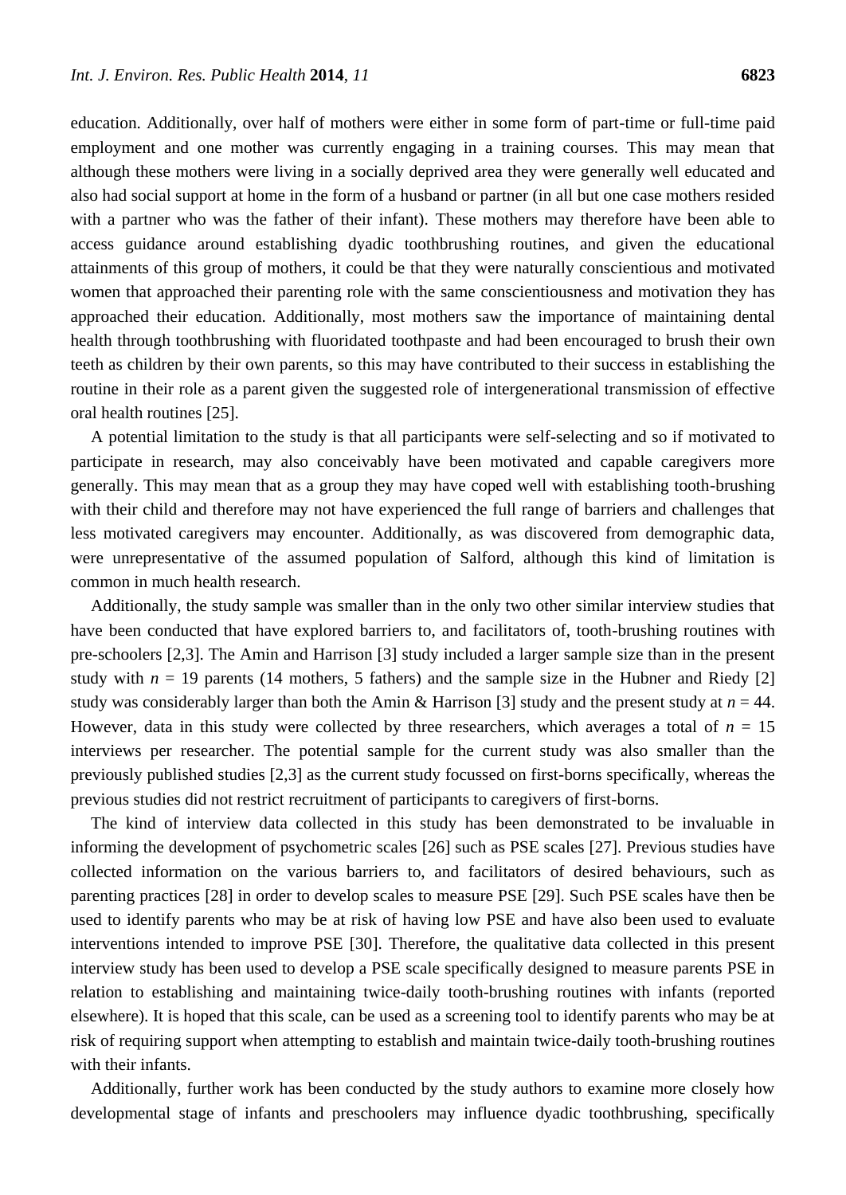education. Additionally, over half of mothers were either in some form of part-time or full-time paid employment and one mother was currently engaging in a training courses. This may mean that although these mothers were living in a socially deprived area they were generally well educated and also had social support at home in the form of a husband or partner (in all but one case mothers resided with a partner who was the father of their infant). These mothers may therefore have been able to access guidance around establishing dyadic toothbrushing routines, and given the educational attainments of this group of mothers, it could be that they were naturally conscientious and motivated women that approached their parenting role with the same conscientiousness and motivation they has approached their education. Additionally, most mothers saw the importance of maintaining dental health through toothbrushing with fluoridated toothpaste and had been encouraged to brush their own teeth as children by their own parents, so this may have contributed to their success in establishing the routine in their role as a parent given the suggested role of intergenerational transmission of effective oral health routines [25].

A potential limitation to the study is that all participants were self-selecting and so if motivated to participate in research, may also conceivably have been motivated and capable caregivers more generally. This may mean that as a group they may have coped well with establishing tooth-brushing with their child and therefore may not have experienced the full range of barriers and challenges that less motivated caregivers may encounter. Additionally, as was discovered from demographic data, were unrepresentative of the assumed population of Salford, although this kind of limitation is common in much health research.

Additionally, the study sample was smaller than in the only two other similar interview studies that have been conducted that have explored barriers to, and facilitators of, tooth-brushing routines with pre-schoolers [2,3]. The Amin and Harrison [3] study included a larger sample size than in the present study with $n$ = 19 parents (14 mothers, 5 fathers) and the sample size in the Hubner and Riedy [2] study was considerably larger than both the Amin & Harrison [3] study and the present study at $n$ = 44. However, data in this study were collected by three researchers, which averages a total of $n$ = 15 interviews per researcher. The potential sample for the current study was also smaller than the previously published studies [2,3] as the current study focussed on first-borns specifically, whereas the previous studies did not restrict recruitment of participants to caregivers of first-borns.

The kind of interview data collected in this study has been demonstrated to be invaluable in informing the development of psychometric scales [26] such as PSE scales [27]. Previous studies have collected information on the various barriers to, and facilitators of desired behaviours, such as parenting practices [28] in order to develop scales to measure PSE [29]. Such PSE scales have then be used to identify parents who may be at risk of having low PSE and have also been used to evaluate interventions intended to improve PSE [30]. Therefore, the qualitative data collected in this present interview study has been used to develop a PSE scale specifically designed to measure parents PSE in relation to establishing and maintaining twice-daily tooth-brushing routines with infants (reported elsewhere). It is hoped that this scale, can be used as a screening tool to identify parents who may be at risk of requiring support when attempting to establish and maintain twice-daily tooth-brushing routines with their infants.

Additionally, further work has been conducted by the study authors to examine more closely how developmental stage of infants and preschoolers may influence dyadic toothbrushing, specifically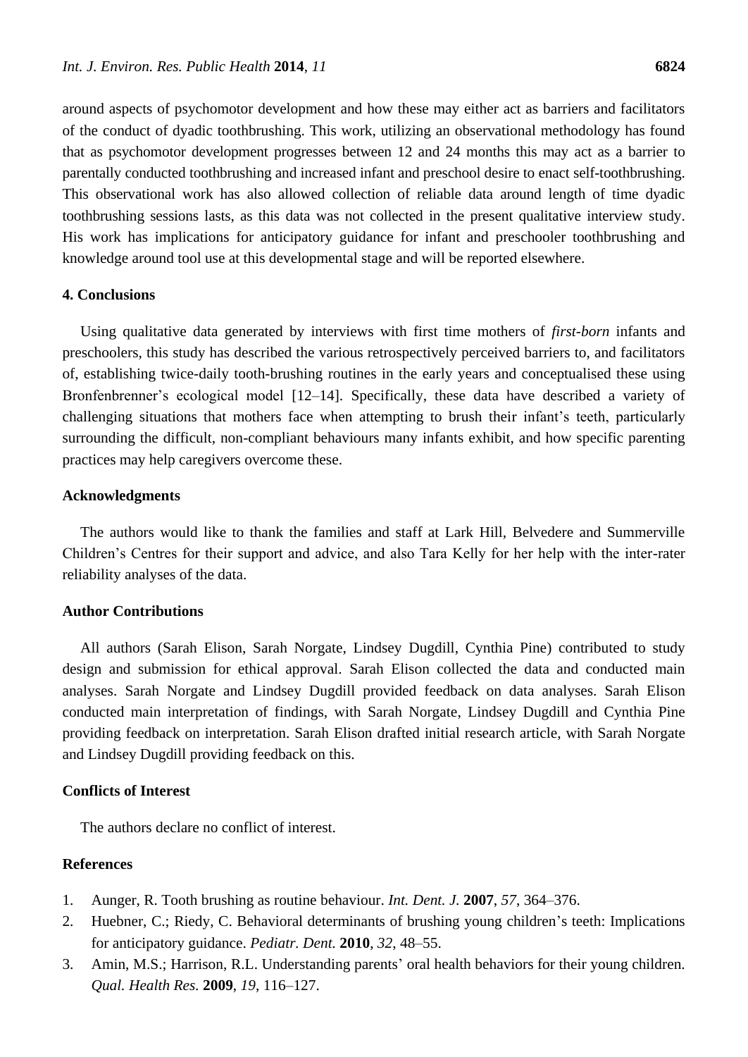around aspects of psychomotor development and how these may either act as barriers and facilitators of the conduct of dyadic toothbrushing. This work, utilizing an observational methodology has found that as psychomotor development progresses between 12 and 24 months this may act as a barrier to parentally conducted toothbrushing and increased infant and preschool desire to enact self-toothbrushing. This observational work has also allowed collection of reliable data around length of time dyadic toothbrushing sessions lasts, as this data was not collected in the present qualitative interview study. His work has implications for anticipatory guidance for infant and preschooler toothbrushing and knowledge around tool use at this developmental stage and will be reported elsewhere.

## 4. Conclusions

Using qualitative data generated by interviews with first time mothers of *first-born* infants and preschoolers, this study has described the various retrospectively perceived barriers to, and facilitators of, establishing twice-daily tooth-brushing routines in the early years and conceptualised these using Bronfenbrenner's ecological model [12–14]. Specifically, these data have described a variety of challenging situations that mothers face when attempting to brush their infant's teeth, particularly surrounding the difficult, non-compliant behaviours many infants exhibit, and how specific parenting practices may help caregivers overcome these.

## Acknowledgments

The authors would like to thank the families and staff at Lark Hill, Belvedere and Summerville Children's Centres for their support and advice, and also Tara Kelly for her help with the inter-rater reliability analyses of the data.

## Author Contributions

All authors (Sarah Elison, Sarah Norgate, Lindsey Dugdill, Cynthia Pine) contributed to study design and submission for ethical approval. Sarah Elison collected the data and conducted main analyses. Sarah Norgate and Lindsey Dugdill provided feedback on data analyses. Sarah Elison conducted main interpretation of findings, with Sarah Norgate, Lindsey Dugdill and Cynthia Pine providing feedback on interpretation. Sarah Elison drafted initial research article, with Sarah Norgate and Lindsey Dugdill providing feedback on this.

## Conflicts of Interest

The authors declare no conflict of interest.

## References

1. Aunger, R. Tooth brushing as routine behaviour. *Int. Dent. J.* **2007**, *57*, 364–376.
2. Huebner, C.; Riedy, C. Behavioral determinants of brushing young children's teeth: Implications for anticipatory guidance. *Pediatr. Dent.* **2010**, *32*, 48–55.
3. Amin, M.S.; Harrison, R.L. Understanding parents' oral health behaviors for their young children. *Qual. Health Res.* **2009**, *19*, 116–127.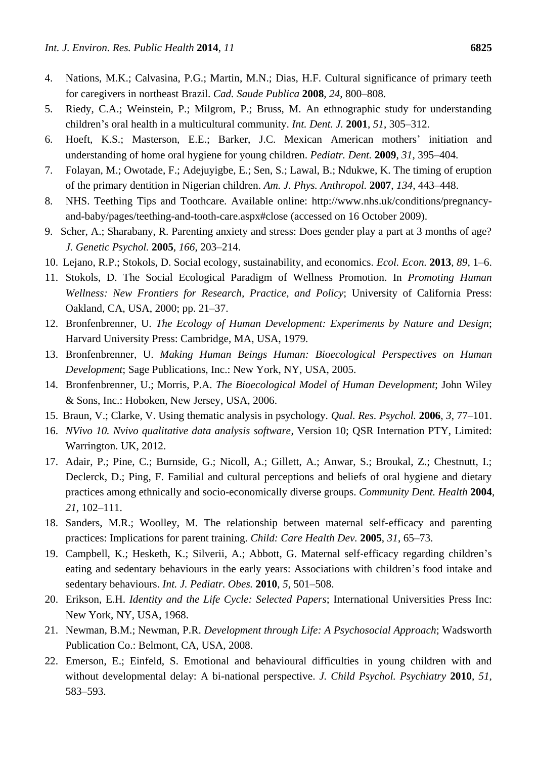4. Nations, M.K.; Calvasina, P.G.; Martin, M.N.; Dias, H.F. Cultural significance of primary teeth for caregivers in northeast Brazil. *Cad. Saude Publica* **2008**, *24*, 800–808.
5. Riedy, C.A.; Weinstein, P.; Milgrom, P.; Bruss, M. An ethnographic study for understanding children's oral health in a multicultural community. *Int. Dent. J.* **2001**, *51*, 305–312.
6. Hoeft, K.S.; Masterson, E.E.; Barker, J.C. Mexican American mothers' initiation and understanding of home oral hygiene for young children. *Pediatr. Dent.* **2009**, *31*, 395–404.
7. Folayan, M.; Owotade, F.; Adejuyigbe, E.; Sen, S.; Lawal, B.; Ndukwe, K. The timing of eruption of the primary dentition in Nigerian children. *Am. J. Phys. Anthropol.* **2007**, *134*, 443–448.
8. NHS. Teething Tips and Toothcare. Available online: http://www.nhs.uk/conditions/pregnancy-and-baby/pages/teething-and-tooth-care.aspx#close (accessed on 16 October 2009).
9. Scher, A.; Sharabany, R. Parenting anxiety and stress: Does gender play a part at 3 months of age? *J. Genetic Psychol.* **2005**, *166*, 203–214.
10. Lejano, R.P.; Stokols, D. Social ecology, sustainability, and economics. *Ecol. Econ.* **2013**, *89*, 1–6.
11. Stokols, D. The Social Ecological Paradigm of Wellness Promotion. In *Promoting Human Wellness: New Frontiers for Research, Practice, and Policy*; University of California Press: Oakland, CA, USA, 2000; pp. 21–37.
12. Bronfenbrenner, U. *The Ecology of Human Development: Experiments by Nature and Design*; Harvard University Press: Cambridge, MA, USA, 1979.
13. Bronfenbrenner, U. *Making Human Beings Human: Bioecological Perspectives on Human Development*; Sage Publications, Inc.: New York, NY, USA, 2005.
14. Bronfenbrenner, U.; Morris, P.A. *The Bioecological Model of Human Development*; John Wiley & Sons, Inc.: Hoboken, New Jersey, USA, 2006.
15. Braun, V.; Clarke, V. Using thematic analysis in psychology. *Qual. Res. Psychol.* **2006**, *3*, 77–101.
16. *NVivo 10. Nvivo qualitative data analysis software*, Version 10; QSR Internation PTY, Limited: Warrington. UK, 2012.
17. Adair, P.; Pine, C.; Burnside, G.; Nicoll, A.; Gillett, A.; Anwar, S.; Broukal, Z.; Chestnutt, I.; Declerck, D.; Ping, F. Familial and cultural perceptions and beliefs of oral hygiene and dietary practices among ethnically and socio-economically diverse groups. *Community Dent. Health* **2004**, *21*, 102–111.
18. Sanders, M.R.; Woolley, M. The relationship between maternal self-efficacy and parenting practices: Implications for parent training. *Child: Care Health Dev.* **2005**, *31*, 65–73.
19. Campbell, K.; Hesketh, K.; Silverii, A.; Abbott, G. Maternal self-efficacy regarding children's eating and sedentary behaviours in the early years: Associations with children's food intake and sedentary behaviours. *Int. J. Pediatr. Obes.* **2010**, *5*, 501–508.
20. Erikson, E.H. *Identity and the Life Cycle: Selected Papers*; International Universities Press Inc: New York, NY, USA, 1968.
21. Newman, B.M.; Newman, P.R. *Development through Life: A Psychosocial Approach*; Wadsworth Publication Co.: Belmont, CA, USA, 2008.
22. Emerson, E.; Einfeld, S. Emotional and behavioural difficulties in young children with and without developmental delay: A bi-national perspective. *J. Child Psychol. Psychiatry* **2010**, *51*, 583–593.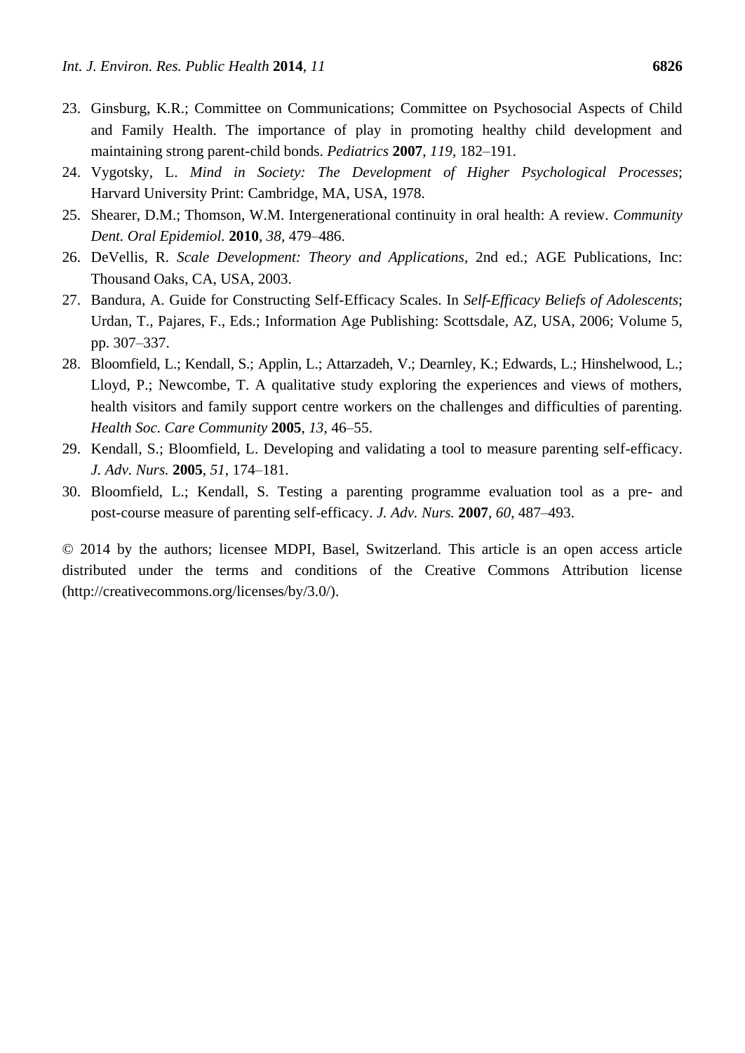23. Ginsburg, K.R.; Committee on Communications; Committee on Psychosocial Aspects of Child and Family Health. The importance of play in promoting healthy child development and maintaining strong parent-child bonds. *Pediatrics* **2007**, *119*, 182–191.
24. Vygotsky, L. *Mind in Society: The Development of Higher Psychological Processes*; Harvard University Print: Cambridge, MA, USA, 1978.
25. Shearer, D.M.; Thomson, W.M. Intergenerational continuity in oral health: A review. *Community Dent. Oral Epidemiol.* **2010**, *38*, 479–486.
26. DeVellis, R. *Scale Development: Theory and Applications*, 2nd ed.; AGE Publications, Inc: Thousand Oaks, CA, USA, 2003.
27. Bandura, A. Guide for Constructing Self-Efficacy Scales. In *Self-Efficacy Beliefs of Adolescents*; Urdan, T., Pajares, F., Eds.; Information Age Publishing: Scottsdale, AZ, USA, 2006; Volume 5, pp. 307–337.
28. Bloomfield, L.; Kendall, S.; Applin, L.; Attarzadeh, V.; Dearnley, K.; Edwards, L.; Hinshelwood, L.; Lloyd, P.; Newcombe, T. A qualitative study exploring the experiences and views of mothers, health visitors and family support centre workers on the challenges and difficulties of parenting. *Health Soc. Care Community* **2005**, *13*, 46–55.
29. Kendall, S.; Bloomfield, L. Developing and validating a tool to measure parenting self-efficacy. *J. Adv. Nurs.* **2005**, *51*, 174–181.
30. Bloomfield, L.; Kendall, S. Testing a parenting programme evaluation tool as a pre- and post-course measure of parenting self-efficacy. *J. Adv. Nurs.* **2007**, *60*, 487–493.

© 2014 by the authors; licensee MDPI, Basel, Switzerland. This article is an open access article distributed under the terms and conditions of the Creative Commons Attribution license (http://creativecommons.org/licenses/by/3.0/).